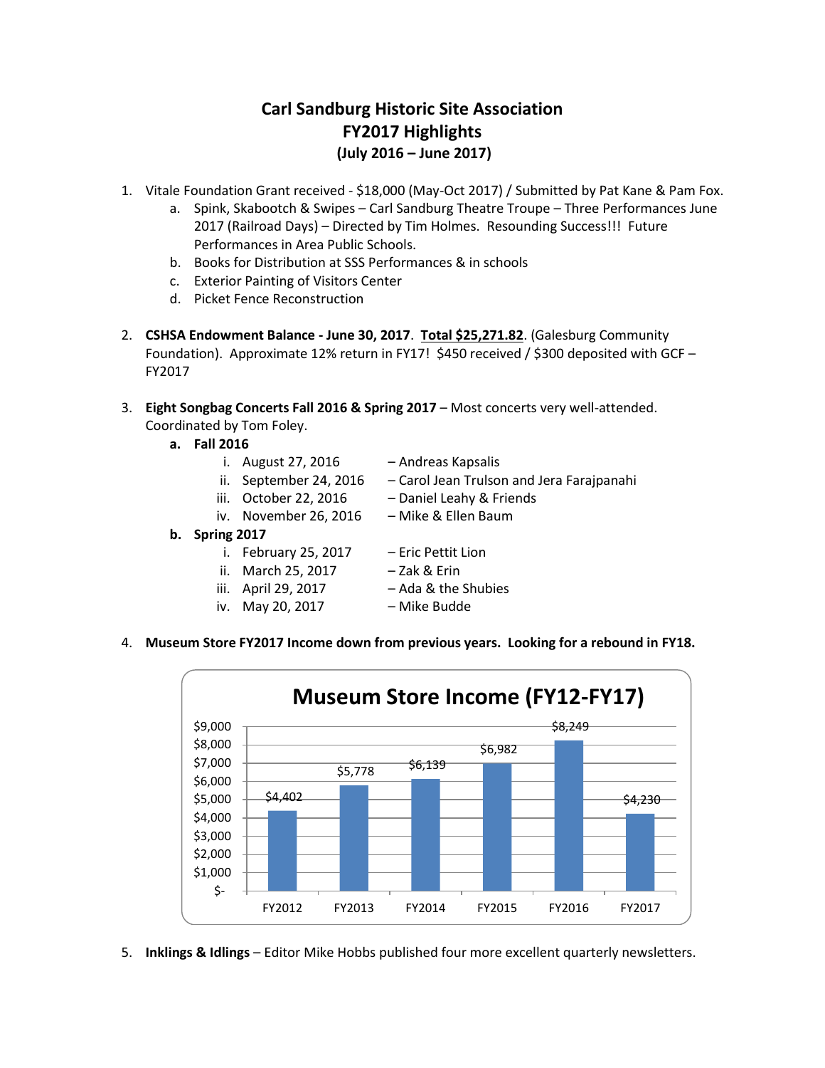# Carl Sandburg Historic Site Association
## FY2017 Highlights
### (July 2016 – June 2017)

1. Vitale Foundation Grant received - $18,000 (May-Oct 2017) / Submitted by Pat Kane & Pam Fox.
   a. Spink, Skabootch & Swipes – Carl Sandburg Theatre Troupe – Three Performances June 2017 (Railroad Days) – Directed by Tim Holmes. Resounding Success!!! Future Performances in Area Public Schools.
   b. Books for Distribution at SSS Performances & in schools
   c. Exterior Painting of Visitors Center
   d. Picket Fence Reconstruction

2. **CSHSA Endowment Balance - June 30, 2017**. **<u>Total $25,271.82</u>**. (Galesburg Community Foundation). Approximate 12% return in FY17! $450 received / $300 deposited with GCF – FY2017

3. **Eight Songbag Concerts Fall 2016 & Spring 2017** – Most concerts very well-attended. Coordinated by Tom Foley.
   **a. Fall 2016**
      i. August 27, 2016 – Andreas Kapsalis
      ii. September 24, 2016 – Carol Jean Trulson and Jera Farajpanahi
      iii. October 22, 2016 – Daniel Leahy & Friends
      iv. November 26, 2016 – Mike & Ellen Baum

   **b. Spring 2017**
      i. February 25, 2017 – Eric Pettit Lion
      ii. March 25, 2017 – Zak & Erin
      iii. April 29, 2017 – Ada & the Shubies
      iv. May 20, 2017 – Mike Budde

4. **Museum Store FY2017 Income down from previous years. Looking for a rebound in FY18.**

**Museum Store Income (FY12-FY17)**

| Fiscal Year | Income |
|---|---|
| FY2012 | $4,402 |
| FY2013 | $5,778 |
| FY2014 | $6,139 |
| FY2015 | $6,982 |
| FY2016 | $8,249 |
| FY2017 | $4,230 |

5. **Inklings & Idlings** – Editor Mike Hobbs published four more excellent quarterly newsletters.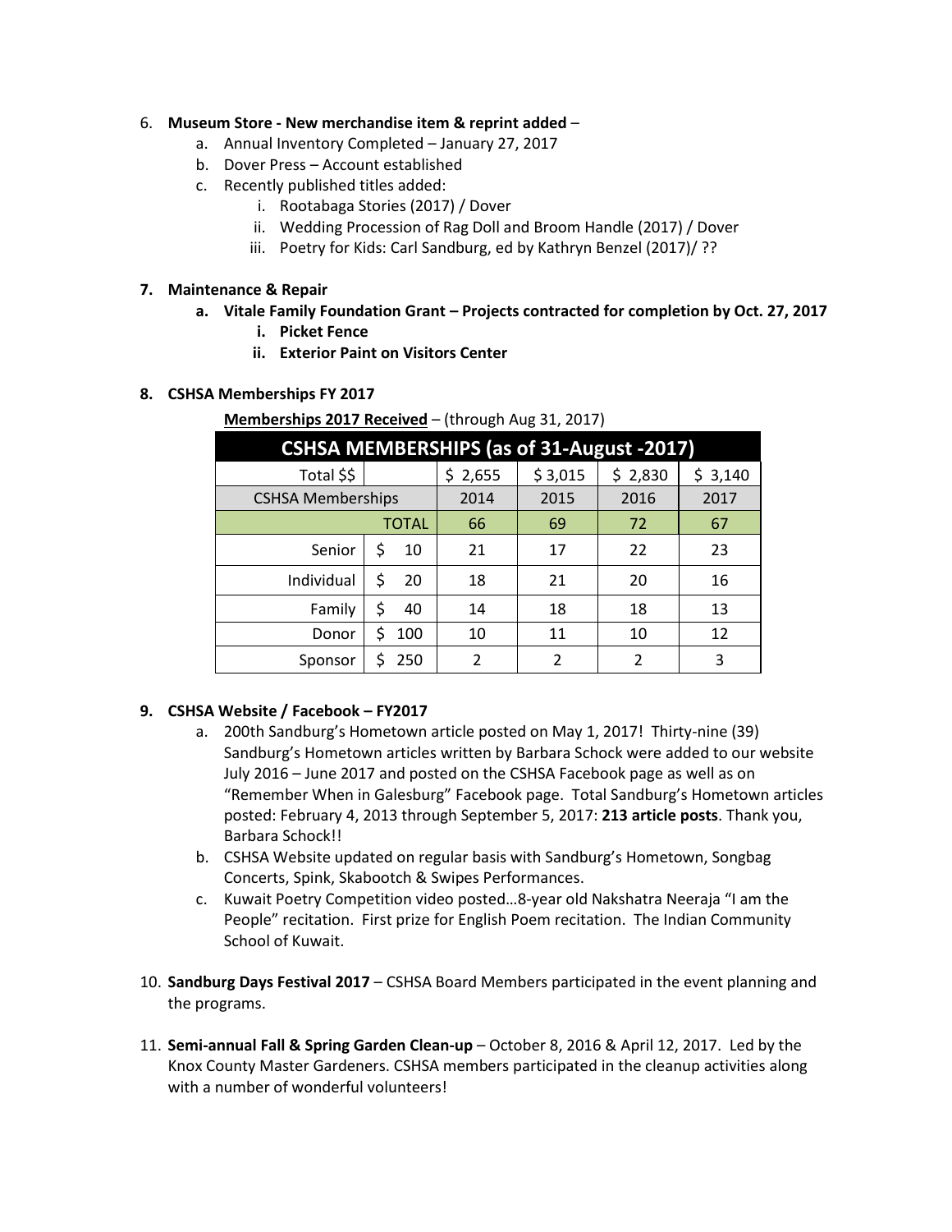6. **Museum Store - New merchandise item & reprint added** –
    a. Annual Inventory Completed – January 27, 2017
    b. Dover Press – Account established
    c. Recently published titles added:
        i. Rootabaga Stories (2017) / Dover
        ii. Wedding Procession of Rag Doll and Broom Handle (2017) / Dover
        iii. Poetry for Kids: Carl Sandburg, ed by Kathryn Benzel (2017)/ ??

7. **Maintenance & Repair**
    a. **Vitale Family Foundation Grant – Projects contracted for completion by Oct. 27, 2017**
        i. **Picket Fence**
        ii. **Exterior Paint on Visitors Center**

8. **CSHSA Memberships FY 2017**

    **<u>Memberships 2017 Received</u>** – (through Aug 31, 2017)

| CSHSA MEMBERSHIPS (as of 31-August -2017) | | | | | |
|---|---|---|---|---|---|
| Total $$ | | $ 2,655 | $ 3,015 | $ 2,830 | $ 3,140 |
| CSHSA Memberships | | 2014 | 2015 | 2016 | 2017 |
| | TOTAL | 66 | 69 | 72 | 67 |
| Senior | $ 10 | 21 | 17 | 22 | 23 |
| Individual | $ 20 | 18 | 21 | 20 | 16 |
| Family | $ 40 | 14 | 18 | 18 | 13 |
| Donor | $ 100 | 10 | 11 | 10 | 12 |
| Sponsor | $ 250 | 2 | 2 | 2 | 3 |

9. **CSHSA Website / Facebook – FY2017**
    a. 200th Sandburg's Hometown article posted on May 1, 2017! Thirty-nine (39) Sandburg's Hometown articles written by Barbara Schock were added to our website July 2016 – June 2017 and posted on the CSHSA Facebook page as well as on "Remember When in Galesburg" Facebook page. Total Sandburg's Hometown articles posted: February 4, 2013 through September 5, 2017: **213 article posts**. Thank you, Barbara Schock!!
    b. CSHSA Website updated on regular basis with Sandburg's Hometown, Songbag Concerts, Spink, Skabootch & Swipes Performances.
    c. Kuwait Poetry Competition video posted…8-year old Nakshatra Neeraja "I am the People" recitation. First prize for English Poem recitation. The Indian Community School of Kuwait.

10. **Sandburg Days Festival 2017** – CSHSA Board Members participated in the event planning and the programs.

11. **Semi-annual Fall & Spring Garden Clean-up** – October 8, 2016 & April 12, 2017. Led by the Knox County Master Gardeners. CSHSA members participated in the cleanup activities along with a number of wonderful volunteers!